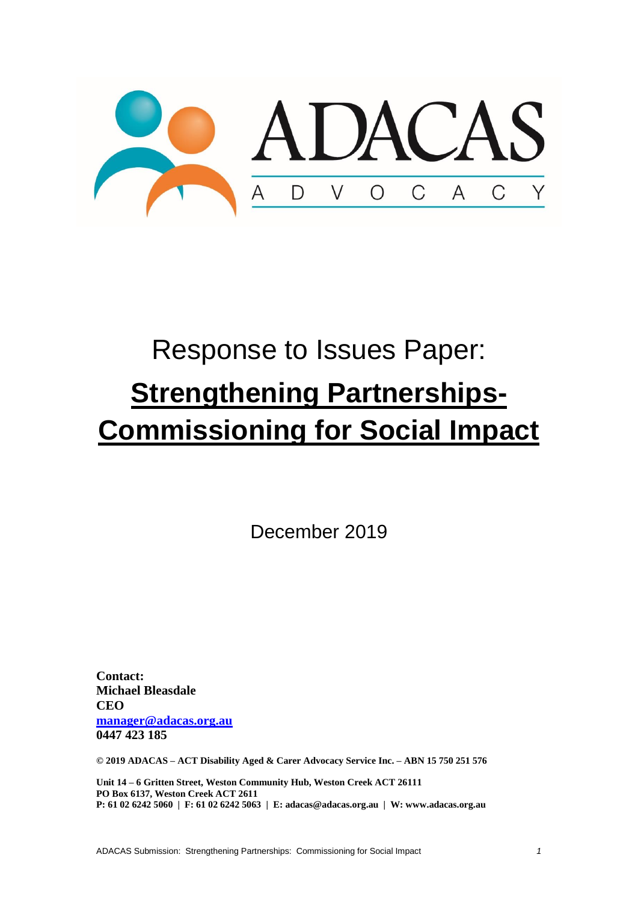ADACAS

A D V O C A C Y

# Response to Issues Paper:

# **Strengthening Partnerships-Commissioning for Social Impact**

December 2019

**Contact:**
**Michael Bleasdale**
**CEO**
**[manager@adacas.org.au](mailto:manager@adacas.org.au)**
**0447 423 185**

**© 2019 ADACAS – ACT Disability Aged & Carer Advocacy Service Inc. – ABN 15 750 251 576**

**Unit 14 – 6 Gritten Street, Weston Community Hub, Weston Creek ACT 26111**
**PO Box 6137, Weston Creek ACT 2611**
**P: 61 02 6242 5060 | F: 61 02 6242 5063 | E: adacas@adacas.org.au | W: www.adacas.org.au**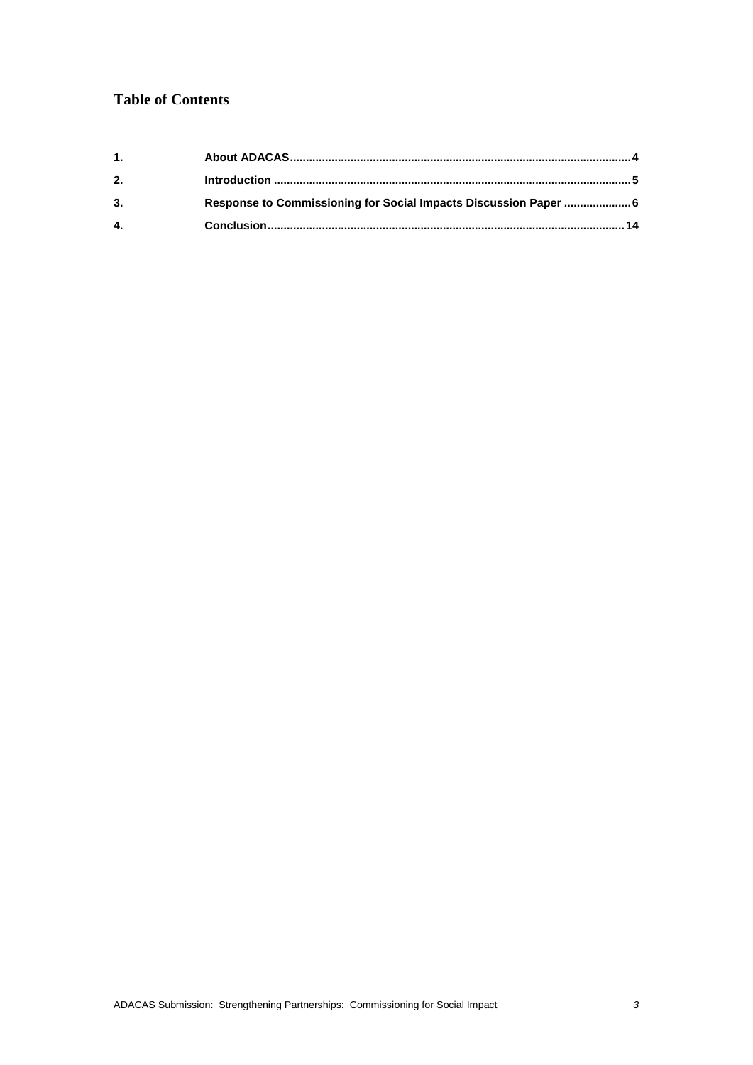## Table of Contents

| | | |
|---|---|---|
| **1.** | **About ADACAS** | **4** |
| **2.** | **Introduction** | **5** |
| **3.** | **Response to Commissioning for Social Impacts Discussion Paper** | **6** |
| **4.** | **Conclusion** | **14** |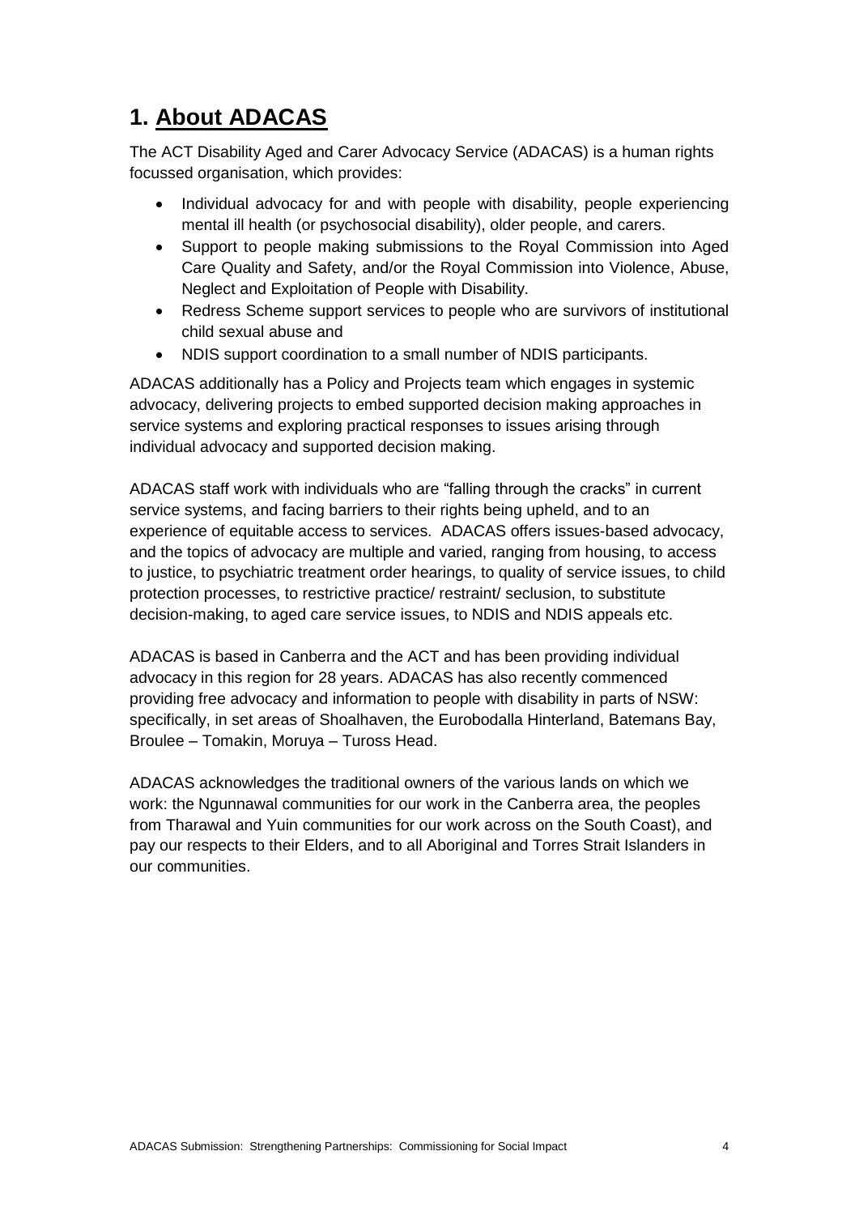# 1. About ADACAS

The ACT Disability Aged and Carer Advocacy Service (ADACAS) is a human rights focussed organisation, which provides:

- Individual advocacy for and with people with disability, people experiencing mental ill health (or psychosocial disability), older people, and carers.
- Support to people making submissions to the Royal Commission into Aged Care Quality and Safety, and/or the Royal Commission into Violence, Abuse, Neglect and Exploitation of People with Disability.
- Redress Scheme support services to people who are survivors of institutional child sexual abuse and
- NDIS support coordination to a small number of NDIS participants.

ADACAS additionally has a Policy and Projects team which engages in systemic advocacy, delivering projects to embed supported decision making approaches in service systems and exploring practical responses to issues arising through individual advocacy and supported decision making.

ADACAS staff work with individuals who are "falling through the cracks" in current service systems, and facing barriers to their rights being upheld, and to an experience of equitable access to services. ADACAS offers issues-based advocacy, and the topics of advocacy are multiple and varied, ranging from housing, to access to justice, to psychiatric treatment order hearings, to quality of service issues, to child protection processes, to restrictive practice/ restraint/ seclusion, to substitute decision-making, to aged care service issues, to NDIS and NDIS appeals etc.

ADACAS is based in Canberra and the ACT and has been providing individual advocacy in this region for 28 years. ADACAS has also recently commenced providing free advocacy and information to people with disability in parts of NSW: specifically, in set areas of Shoalhaven, the Eurobodalla Hinterland, Batemans Bay, Broulee – Tomakin, Moruya – Tuross Head.

ADACAS acknowledges the traditional owners of the various lands on which we work: the Ngunnawal communities for our work in the Canberra area, the peoples from Tharawal and Yuin communities for our work across on the South Coast), and pay our respects to their Elders, and to all Aboriginal and Torres Strait Islanders in our communities.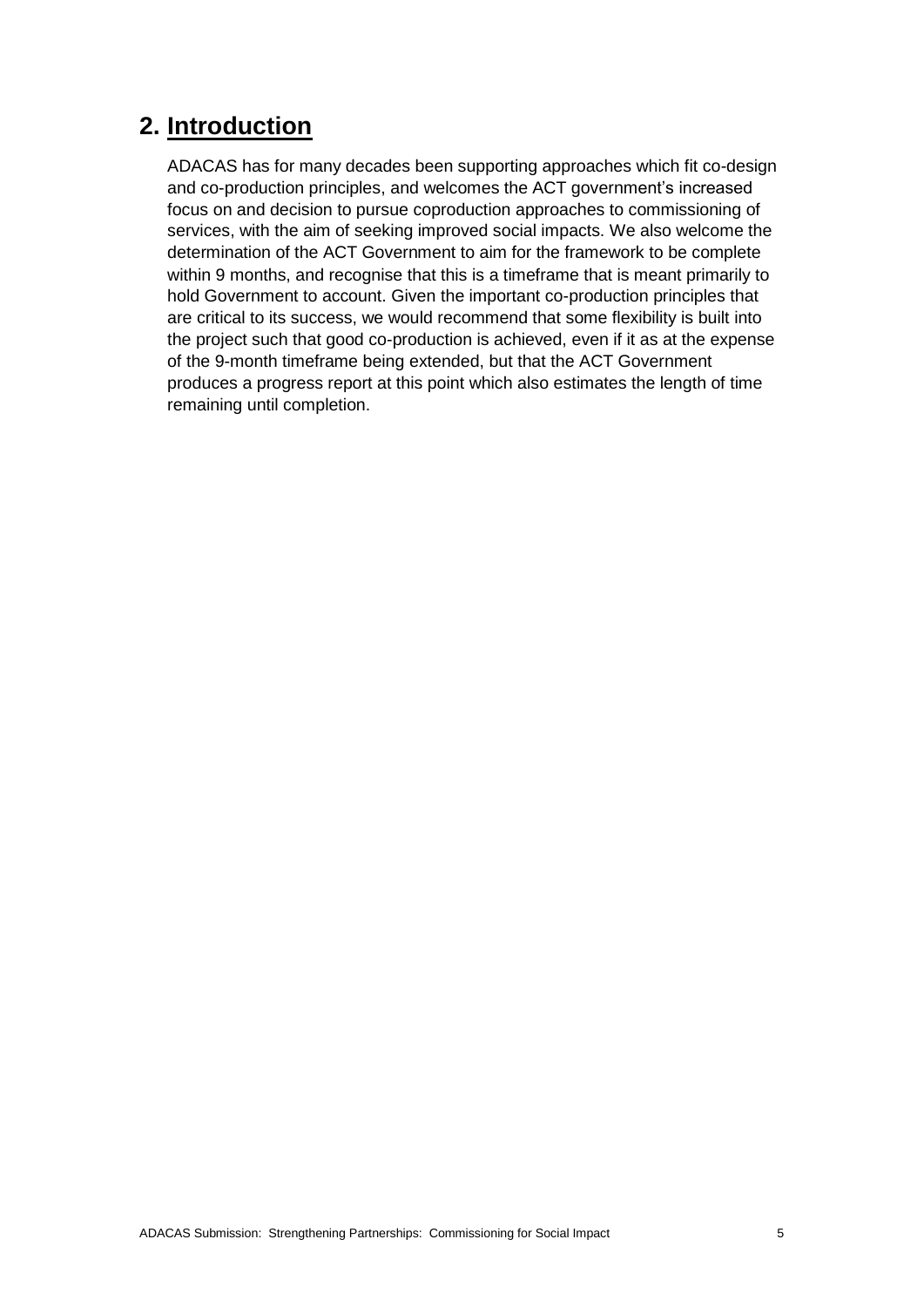## 2. Introduction

ADACAS has for many decades been supporting approaches which fit co-design and co-production principles, and welcomes the ACT government's increased focus on and decision to pursue coproduction approaches to commissioning of services, with the aim of seeking improved social impacts. We also welcome the determination of the ACT Government to aim for the framework to be complete within 9 months, and recognise that this is a timeframe that is meant primarily to hold Government to account. Given the important co-production principles that are critical to its success, we would recommend that some flexibility is built into the project such that good co-production is achieved, even if it as at the expense of the 9-month timeframe being extended, but that the ACT Government produces a progress report at this point which also estimates the length of time remaining until completion.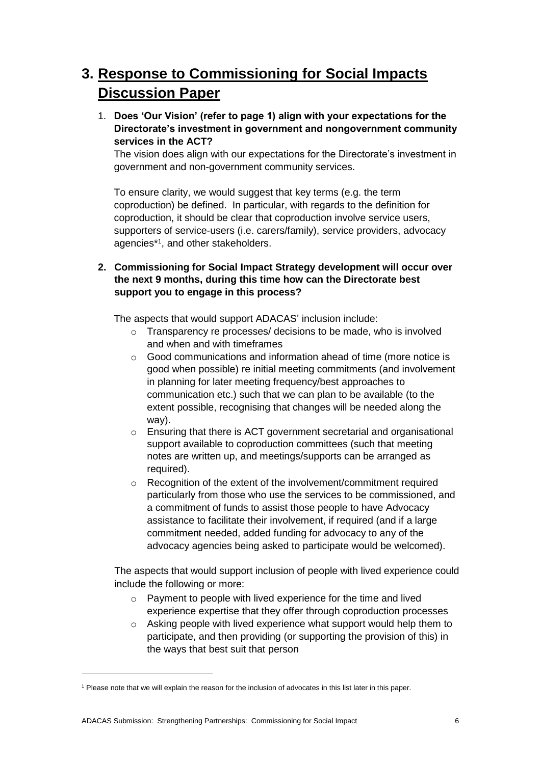# 3. Response to Commissioning for Social Impacts Discussion Paper

1. **Does 'Our Vision' (refer to page 1) align with your expectations for the Directorate's investment in government and nongovernment community services in the ACT?**

   The vision does align with our expectations for the Directorate's investment in government and non-government community services.

   To ensure clarity, we would suggest that key terms (e.g. the term coproduction) be defined. In particular, with regards to the definition for coproduction, it should be clear that coproduction involve service users, supporters of service-users (i.e. carers/family), service providers, advocacy agencies*[1], and other stakeholders.

2. **Commissioning for Social Impact Strategy development will occur over the next 9 months, during this time how can the Directorate best support you to engage in this process?**

   The aspects that would support ADACAS' inclusion include:

   - Transparency re processes/ decisions to be made, who is involved and when and with timeframes
   - Good communications and information ahead of time (more notice is good when possible) re initial meeting commitments (and involvement in planning for later meeting frequency/best approaches to communication etc.) such that we can plan to be available (to the extent possible, recognising that changes will be needed along the way).
   - Ensuring that there is ACT government secretarial and organisational support available to coproduction committees (such that meeting notes are written up, and meetings/supports can be arranged as required).
   - Recognition of the extent of the involvement/commitment required particularly from those who use the services to be commissioned, and a commitment of funds to assist those people to have Advocacy assistance to facilitate their involvement, if required (and if a large commitment needed, added funding for advocacy to any of the advocacy agencies being asked to participate would be welcomed).

   The aspects that would support inclusion of people with lived experience could include the following or more:

   - Payment to people with lived experience for the time and lived experience expertise that they offer through coproduction processes
   - Asking people with lived experience what support would help them to participate, and then providing (or supporting the provision of this) in the ways that best suit that person

---

[1] Please note that we will explain the reason for the inclusion of advocates in this list later in this paper.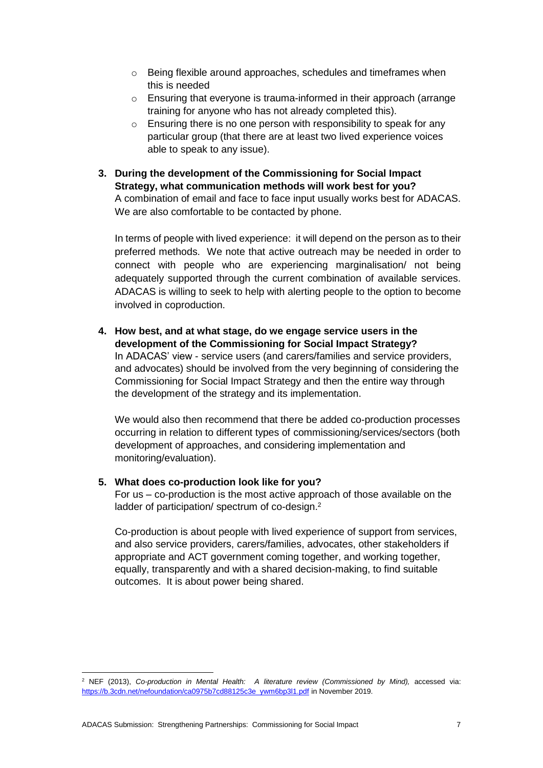- Being flexible around approaches, schedules and timeframes when this is needed
- Ensuring that everyone is trauma-informed in their approach (arrange training for anyone who has not already completed this).
- Ensuring there is no one person with responsibility to speak for any particular group (that there are at least two lived experience voices able to speak to any issue).

3. **During the development of the Commissioning for Social Impact Strategy, what communication methods will work best for you?**
A combination of email and face to face input usually works best for ADACAS. We are also comfortable to be contacted by phone.

In terms of people with lived experience: it will depend on the person as to their preferred methods. We note that active outreach may be needed in order to connect with people who are experiencing marginalisation/ not being adequately supported through the current combination of available services. ADACAS is willing to seek to help with alerting people to the option to become involved in coproduction.

4. **How best, and at what stage, do we engage service users in the development of the Commissioning for Social Impact Strategy?**
In ADACAS' view - service users (and carers/families and service providers, and advocates) should be involved from the very beginning of considering the Commissioning for Social Impact Strategy and then the entire way through the development of the strategy and its implementation.

We would also then recommend that there be added co-production processes occurring in relation to different types of commissioning/services/sectors (both development of approaches, and considering implementation and monitoring/evaluation).

5. **What does co-production look like for you?**
For us – co-production is the most active approach of those available on the ladder of participation/ spectrum of co-design.[2]

Co-production is about people with lived experience of support from services, and also service providers, carers/families, advocates, other stakeholders if appropriate and ACT government coming together, and working together, equally, transparently and with a shared decision-making, to find suitable outcomes. It is about power being shared.

---

[2] NEF (2013), *Co-production in Mental Health: A literature review (Commissioned by Mind),* accessed via: https://b.3cdn.net/nefoundation/ca0975b7cd88125c3e_ywm6bp3l1.pdf in November 2019.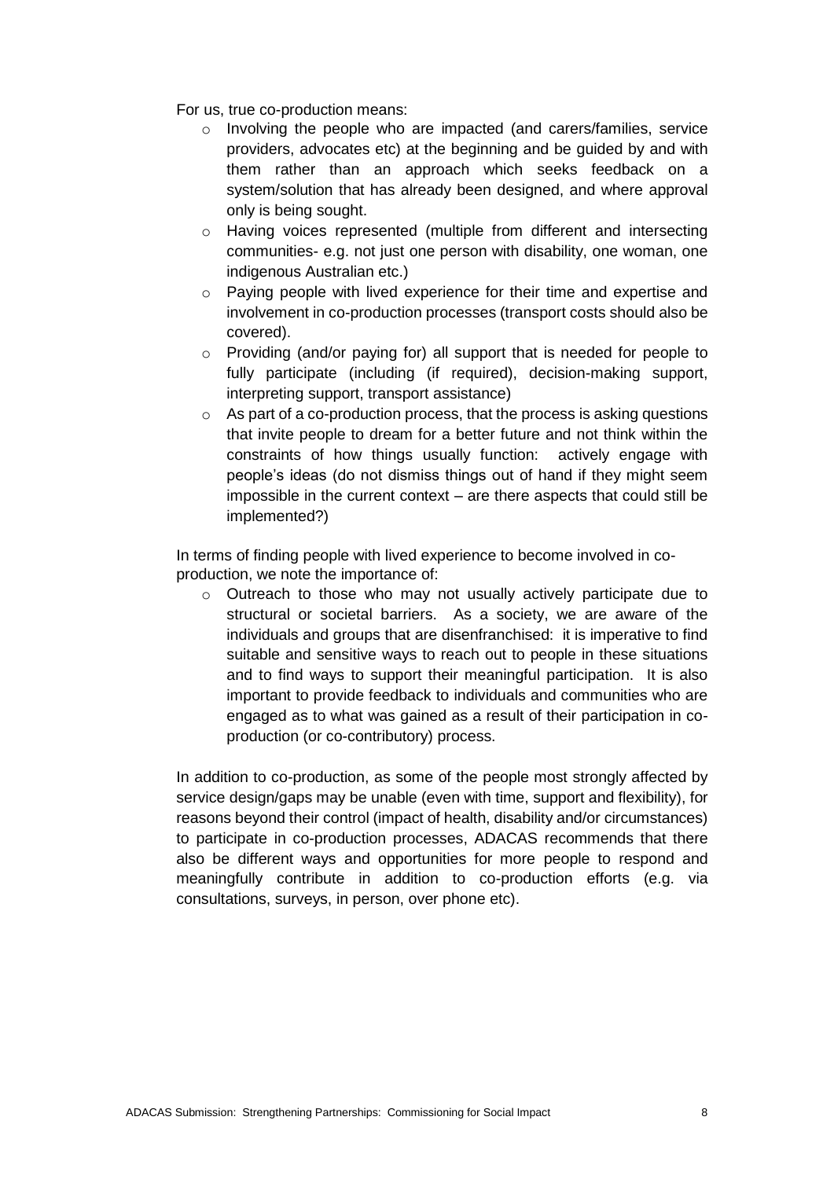For us, true co-production means:

- Involving the people who are impacted (and carers/families, service providers, advocates etc) at the beginning and be guided by and with them rather than an approach which seeks feedback on a system/solution that has already been designed, and where approval only is being sought.
- Having voices represented (multiple from different and intersecting communities- e.g. not just one person with disability, one woman, one indigenous Australian etc.)
- Paying people with lived experience for their time and expertise and involvement in co-production processes (transport costs should also be covered).
- Providing (and/or paying for) all support that is needed for people to fully participate (including (if required), decision-making support, interpreting support, transport assistance)
- As part of a co-production process, that the process is asking questions that invite people to dream for a better future and not think within the constraints of how things usually function: actively engage with people's ideas (do not dismiss things out of hand if they might seem impossible in the current context – are there aspects that could still be implemented?)

In terms of finding people with lived experience to become involved in co-production, we note the importance of:

- Outreach to those who may not usually actively participate due to structural or societal barriers. As a society, we are aware of the individuals and groups that are disenfranchised: it is imperative to find suitable and sensitive ways to reach out to people in these situations and to find ways to support their meaningful participation. It is also important to provide feedback to individuals and communities who are engaged as to what was gained as a result of their participation in co-production (or co-contributory) process.

In addition to co-production, as some of the people most strongly affected by service design/gaps may be unable (even with time, support and flexibility), for reasons beyond their control (impact of health, disability and/or circumstances) to participate in co-production processes, ADACAS recommends that there also be different ways and opportunities for more people to respond and meaningfully contribute in addition to co-production efforts (e.g. via consultations, surveys, in person, over phone etc).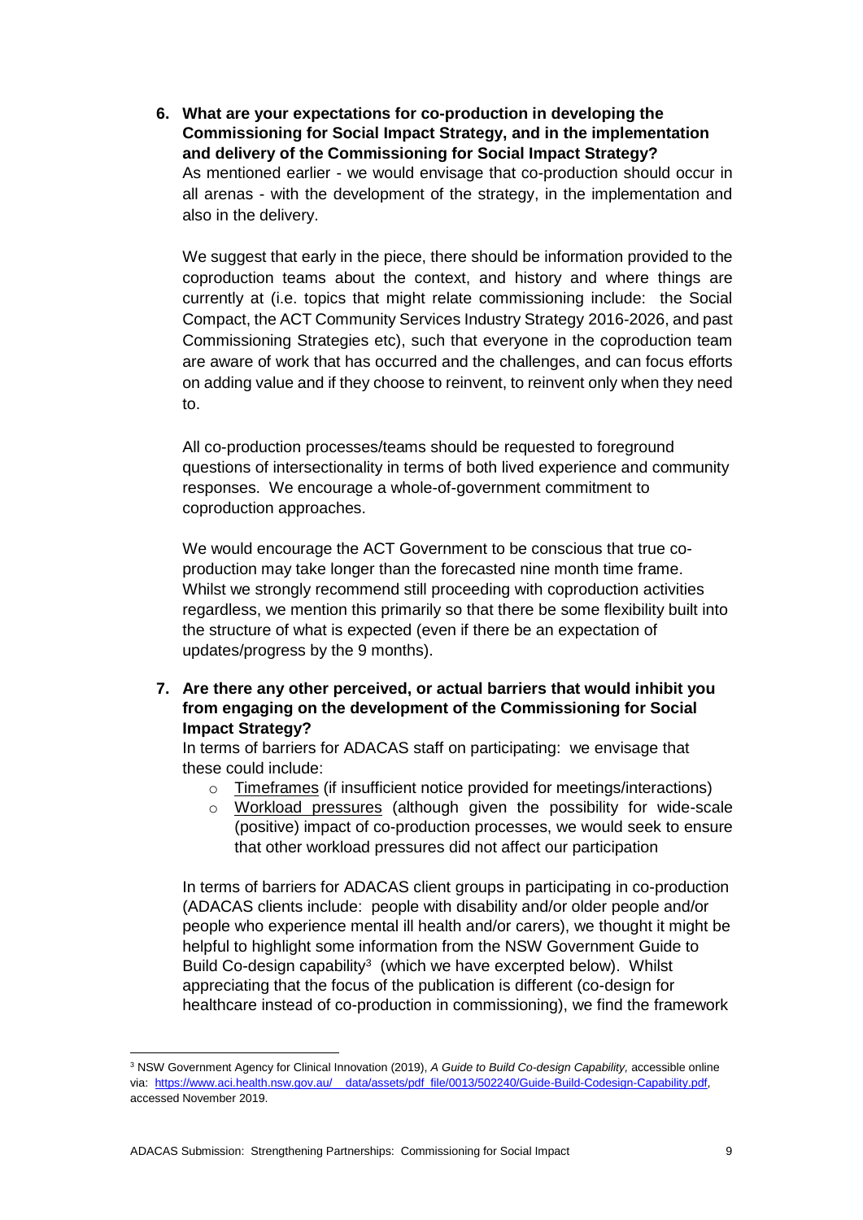6. **What are your expectations for co-production in developing the Commissioning for Social Impact Strategy, and in the implementation and delivery of the Commissioning for Social Impact Strategy?**

   As mentioned earlier - we would envisage that co-production should occur in all arenas - with the development of the strategy, in the implementation and also in the delivery.

   We suggest that early in the piece, there should be information provided to the coproduction teams about the context, and history and where things are currently at (i.e. topics that might relate commissioning include: the Social Compact, the ACT Community Services Industry Strategy 2016-2026, and past Commissioning Strategies etc), such that everyone in the coproduction team are aware of work that has occurred and the challenges, and can focus efforts on adding value and if they choose to reinvent, to reinvent only when they need to.

   All co-production processes/teams should be requested to foreground questions of intersectionality in terms of both lived experience and community responses. We encourage a whole-of-government commitment to coproduction approaches.

   We would encourage the ACT Government to be conscious that true co-production may take longer than the forecasted nine month time frame. Whilst we strongly recommend still proceeding with coproduction activities regardless, we mention this primarily so that there be some flexibility built into the structure of what is expected (even if there be an expectation of updates/progress by the 9 months).

7. **Are there any other perceived, or actual barriers that would inhibit you from engaging on the development of the Commissioning for Social Impact Strategy?**

   In terms of barriers for ADACAS staff on participating: we envisage that these could include:

   - Timeframes (if insufficient notice provided for meetings/interactions)
   - Workload pressures (although given the possibility for wide-scale (positive) impact of co-production processes, we would seek to ensure that other workload pressures did not affect our participation

   In terms of barriers for ADACAS client groups in participating in co-production (ADACAS clients include: people with disability and/or older people and/or people who experience mental ill health and/or carers), we thought it might be helpful to highlight some information from the NSW Government Guide to Build Co-design capability[3] (which we have excerpted below). Whilst appreciating that the focus of the publication is different (co-design for healthcare instead of co-production in commissioning), we find the framework

---

[3] NSW Government Agency for Clinical Innovation (2019), *A Guide to Build Co-design Capability,* accessible online via: https://www.aci.health.nsw.gov.au/__data/assets/pdf_file/0013/502240/Guide-Build-Codesign-Capability.pdf, accessed November 2019.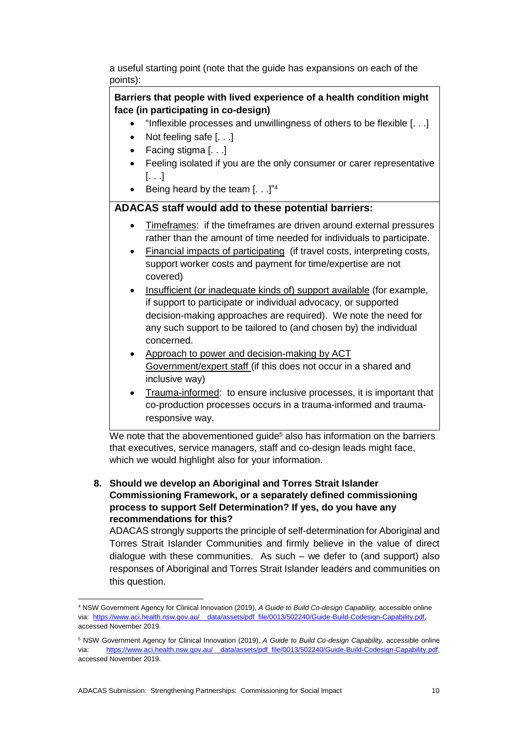a useful starting point (note that the guide has expansions on each of the points):

**Barriers that people with lived experience of a health condition might face (in participating in co-design)**

- "Inflexible processes and unwillingness of others to be flexible [. . .]
- Not feeling safe [. . .]
- Facing stigma [. . .]
- Feeling isolated if you are the only consumer or carer representative [. . .]
- Being heard by the team [. . .]"[4]

**ADACAS staff would add to these potential barriers:**

- Timeframes: if the timeframes are driven around external pressures rather than the amount of time needed for individuals to participate.
- Financial impacts of participating (if travel costs, interpreting costs, support worker costs and payment for time/expertise are not covered)
- Insufficient (or inadequate kinds of) support available (for example, if support to participate or individual advocacy, or supported decision-making approaches are required). We note the need for any such support to be tailored to (and chosen by) the individual concerned.
- Approach to power and decision-making by ACT Government/expert staff (if this does not occur in a shared and inclusive way)
- Trauma-informed: to ensure inclusive processes, it is important that co-production processes occurs in a trauma-informed and trauma-responsive way.

We note that the abovementioned guide[5] also has information on the barriers that executives, service managers, staff and co-design leads might face, which we would highlight also for your information.

**8. Should we develop an Aboriginal and Torres Strait Islander Commissioning Framework, or a separately defined commissioning process to support Self Determination? If yes, do you have any recommendations for this?**

ADACAS strongly supports the principle of self-determination for Aboriginal and Torres Strait Islander Communities and firmly believe in the value of direct dialogue with these communities. As such – we defer to (and support) also responses of Aboriginal and Torres Strait Islander leaders and communities on this question.

---

[4] NSW Government Agency for Clinical Innovation (2019), *A Guide to Build Co-design Capability,* accessible online via: https://www.aci.health.nsw.gov.au/__data/assets/pdf_file/0013/502240/Guide-Build-Codesign-Capability.pdf, accessed November 2019.

[5] NSW Government Agency for Clinical Innovation (2019), *A Guide to Build Co-design Capability,* accessible online via: https://www.aci.health.nsw.gov.au/__data/assets/pdf_file/0013/502240/Guide-Build-Codesign-Capability.pdf, accessed November 2019.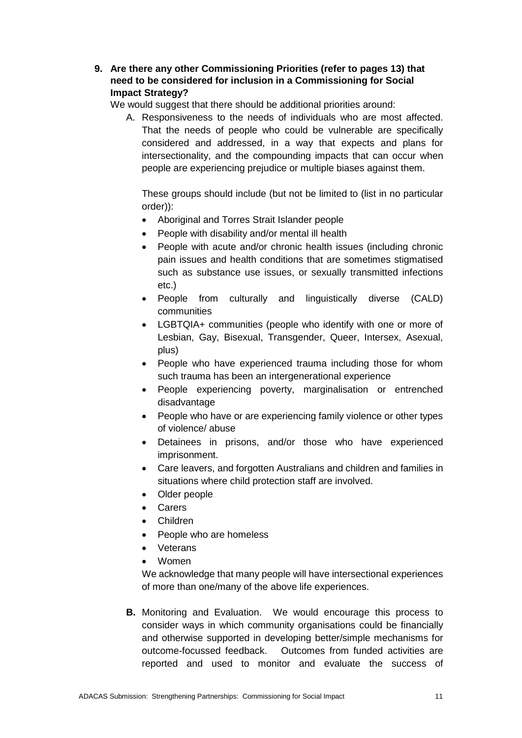**9. Are there any other Commissioning Priorities (refer to pages 13) that need to be considered for inclusion in a Commissioning for Social Impact Strategy?**

We would suggest that there should be additional priorities around:

A. Responsiveness to the needs of individuals who are most affected. That the needs of people who could be vulnerable are specifically considered and addressed, in a way that expects and plans for intersectionality, and the compounding impacts that can occur when people are experiencing prejudice or multiple biases against them.

   These groups should include (but not be limited to (list in no particular order)):

   - Aboriginal and Torres Strait Islander people
   - People with disability and/or mental ill health
   - People with acute and/or chronic health issues (including chronic pain issues and health conditions that are sometimes stigmatised such as substance use issues, or sexually transmitted infections etc.)
   - People from culturally and linguistically diverse (CALD) communities
   - LGBTQIA+ communities (people who identify with one or more of Lesbian, Gay, Bisexual, Transgender, Queer, Intersex, Asexual, plus)
   - People who have experienced trauma including those for whom such trauma has been an intergenerational experience
   - People experiencing poverty, marginalisation or entrenched disadvantage
   - People who have or are experiencing family violence or other types of violence/ abuse
   - Detainees in prisons, and/or those who have experienced imprisonment.
   - Care leavers, and forgotten Australians and children and families in situations where child protection staff are involved.
   - Older people
   - Carers
   - Children
   - People who are homeless
   - Veterans
   - Women

   We acknowledge that many people will have intersectional experiences of more than one/many of the above life experiences.

**B.** Monitoring and Evaluation. We would encourage this process to consider ways in which community organisations could be financially and otherwise supported in developing better/simple mechanisms for outcome-focussed feedback. Outcomes from funded activities are reported and used to monitor and evaluate the success of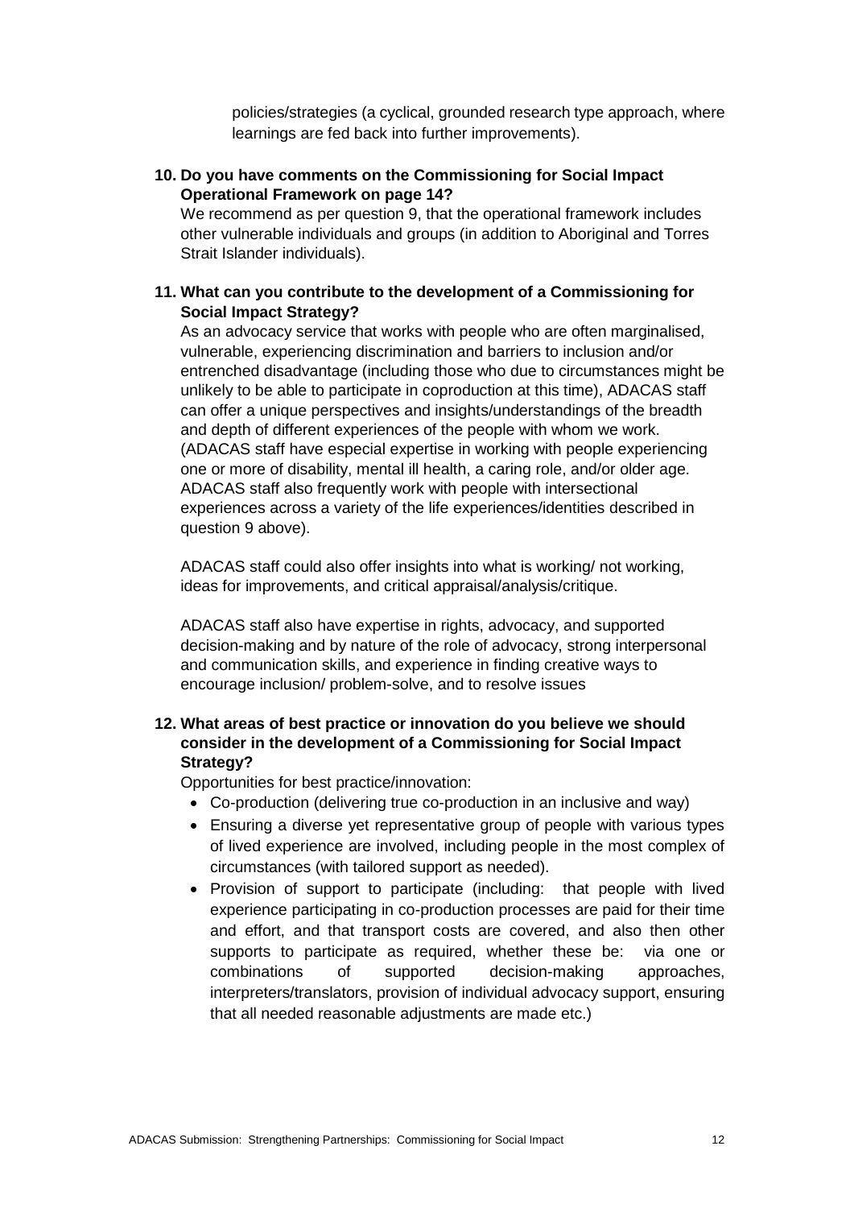policies/strategies (a cyclical, grounded research type approach, where learnings are fed back into further improvements).

**10. Do you have comments on the Commissioning for Social Impact Operational Framework on page 14?**

We recommend as per question 9, that the operational framework includes other vulnerable individuals and groups (in addition to Aboriginal and Torres Strait Islander individuals).

**11. What can you contribute to the development of a Commissioning for Social Impact Strategy?**

As an advocacy service that works with people who are often marginalised, vulnerable, experiencing discrimination and barriers to inclusion and/or entrenched disadvantage (including those who due to circumstances might be unlikely to be able to participate in coproduction at this time), ADACAS staff can offer a unique perspectives and insights/understandings of the breadth and depth of different experiences of the people with whom we work. (ADACAS staff have especial expertise in working with people experiencing one or more of disability, mental ill health, a caring role, and/or older age. ADACAS staff also frequently work with people with intersectional experiences across a variety of the life experiences/identities described in question 9 above).

ADACAS staff could also offer insights into what is working/ not working, ideas for improvements, and critical appraisal/analysis/critique.

ADACAS staff also have expertise in rights, advocacy, and supported decision-making and by nature of the role of advocacy, strong interpersonal and communication skills, and experience in finding creative ways to encourage inclusion/ problem-solve, and to resolve issues

**12. What areas of best practice or innovation do you believe we should consider in the development of a Commissioning for Social Impact Strategy?**

Opportunities for best practice/innovation:

- Co-production (delivering true co-production in an inclusive and way)
- Ensuring a diverse yet representative group of people with various types of lived experience are involved, including people in the most complex of circumstances (with tailored support as needed).
- Provision of support to participate (including: that people with lived experience participating in co-production processes are paid for their time and effort, and that transport costs are covered, and also then other supports to participate as required, whether these be: via one or combinations of supported decision-making approaches, interpreters/translators, provision of individual advocacy support, ensuring that all needed reasonable adjustments are made etc.)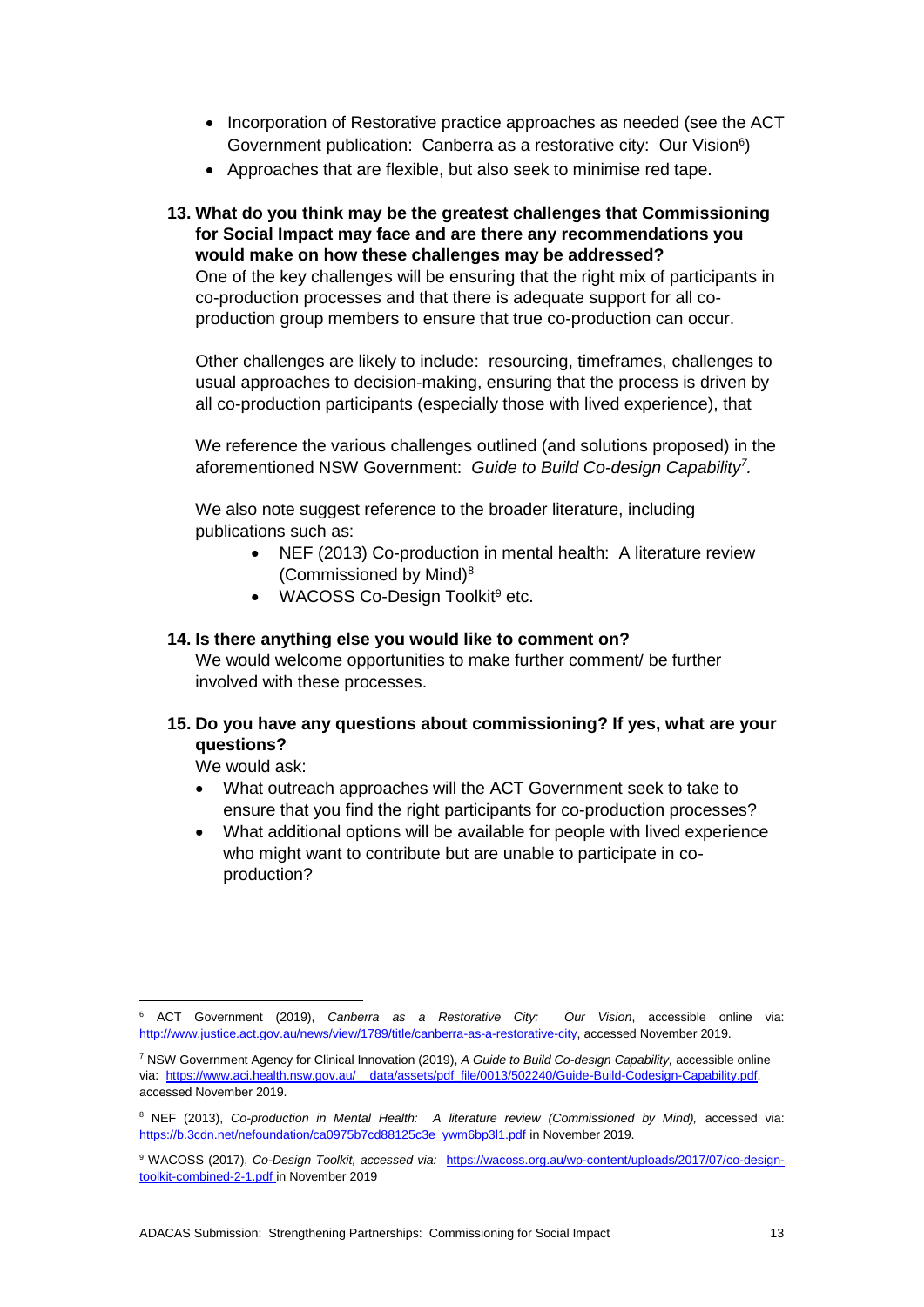- Incorporation of Restorative practice approaches as needed (see the ACT Government publication: Canberra as a restorative city: Our Vision[6])
- Approaches that are flexible, but also seek to minimise red tape.

**13. What do you think may be the greatest challenges that Commissioning for Social Impact may face and are there any recommendations you would make on how these challenges may be addressed?**

One of the key challenges will be ensuring that the right mix of participants in co-production processes and that there is adequate support for all co-production group members to ensure that true co-production can occur.

Other challenges are likely to include: resourcing, timeframes, challenges to usual approaches to decision-making, ensuring that the process is driven by all co-production participants (especially those with lived experience), that

We reference the various challenges outlined (and solutions proposed) in the aforementioned NSW Government: *Guide to Build Co-design Capability*[7].

We also note suggest reference to the broader literature, including publications such as:

- NEF (2013) Co-production in mental health: A literature review (Commissioned by Mind)[8]
- WACOSS Co-Design Toolkit[9] etc.

**14. Is there anything else you would like to comment on?**

We would welcome opportunities to make further comment/ be further involved with these processes.

**15. Do you have any questions about commissioning? If yes, what are your questions?**

We would ask:

- What outreach approaches will the ACT Government seek to take to ensure that you find the right participants for co-production processes?
- What additional options will be available for people with lived experience who might want to contribute but are unable to participate in co-production?

---

[6] ACT Government (2019), *Canberra as a Restorative City: Our Vision*, accessible online via: http://www.justice.act.gov.au/news/view/1789/title/canberra-as-a-restorative-city, accessed November 2019.

[7] NSW Government Agency for Clinical Innovation (2019), *A Guide to Build Co-design Capability,* accessible online via: https://www.aci.health.nsw.gov.au/__data/assets/pdf_file/0013/502240/Guide-Build-Codesign-Capability.pdf, accessed November 2019.

[8] NEF (2013), *Co-production in Mental Health: A literature review (Commissioned by Mind),* accessed via: https://b.3cdn.net/nefoundation/ca0975b7cd88125c3e_ywm6bp3l1.pdf in November 2019.

[9] WACOSS (2017), *Co-Design Toolkit, accessed via:* https://wacoss.org.au/wp-content/uploads/2017/07/co-design-toolkit-combined-2-1.pdf in November 2019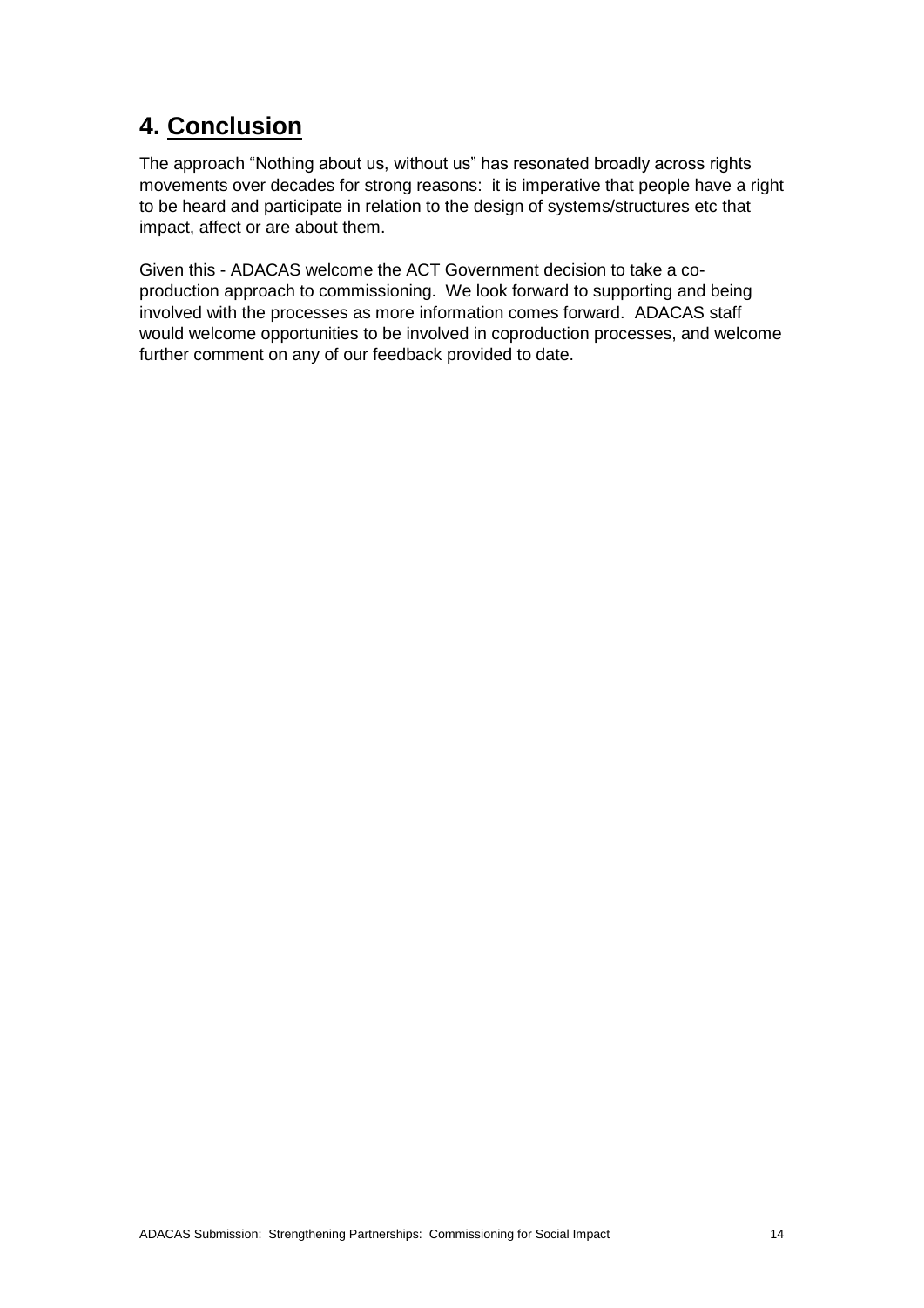# 4. Conclusion

The approach "Nothing about us, without us" has resonated broadly across rights movements over decades for strong reasons: it is imperative that people have a right to be heard and participate in relation to the design of systems/structures etc that impact, affect or are about them.

Given this - ADACAS welcome the ACT Government decision to take a co-production approach to commissioning. We look forward to supporting and being involved with the processes as more information comes forward. ADACAS staff would welcome opportunities to be involved in coproduction processes, and welcome further comment on any of our feedback provided to date.